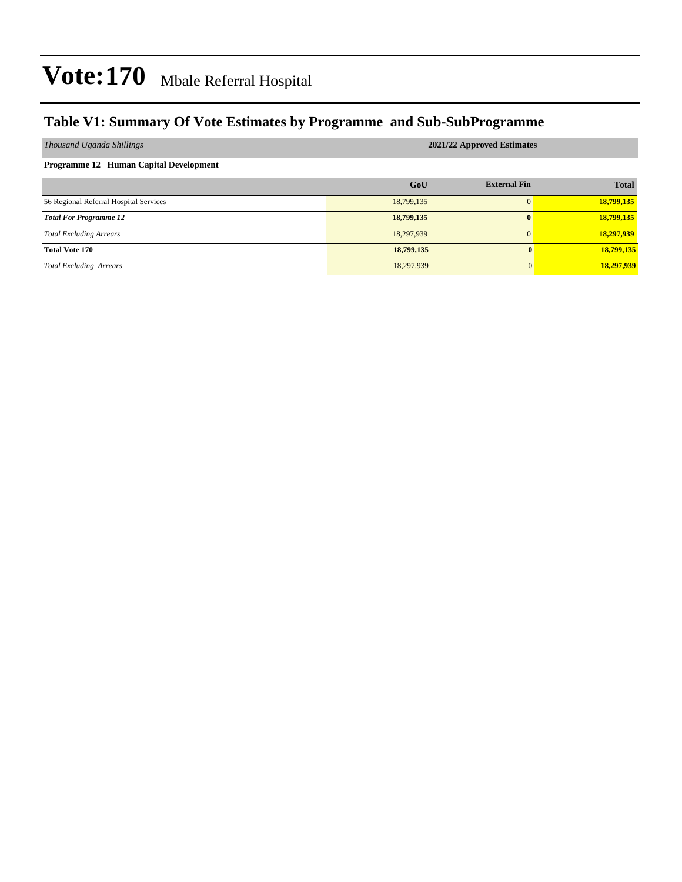# Vote:170 Mbale Referral Hospital

## Table V1: Summary Of Vote Estimates by Programme and Sub-SubProgramme

| *Thousand Uganda Shillings* | 2021/22 Approved Estimates | | |
|---|---|---|---|
| **Programme 12 Human Capital Development** | | | |
| | **GoU** | **External Fin** | **Total** |
| 56 Regional Referral Hospital Services | 18,799,135 | 0 | **18,799,135** |
| ***Total For Programme 12*** | **18,799,135** | **0** | **18,799,135** |
| *Total Excluding Arrears* | 18,297,939 | 0 | **18,297,939** |
| **Total Vote 170** | **18,799,135** | **0** | **18,799,135** |
| *Total Excluding Arrears* | 18,297,939 | 0 | **18,297,939** |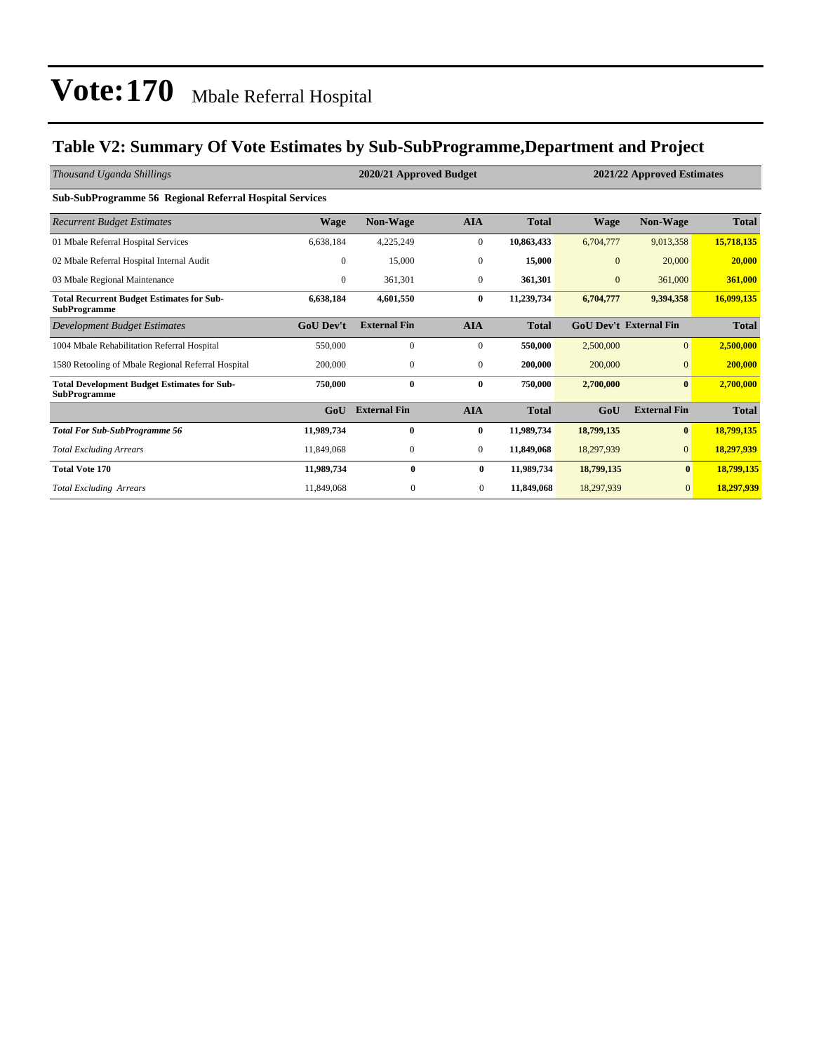# Vote:170 Mbale Referral Hospital

## Table V2: Summary Of Vote Estimates by Sub-SubProgramme,Department and Project

| *Thousand Uganda Shillings* | 2020/21 Approved Budget | | | | 2021/22 Approved Estimates | | |
|---|---|---|---|---|---|---|---|
| **Sub-SubProgramme 56 Regional Referral Hospital Services** | | | | | | | |
| *Recurrent Budget Estimates* | **Wage** | **Non-Wage** | **AIA** | **Total** | **Wage** | **Non-Wage** | **Total** |
| 01 Mbale Referral Hospital Services | 6,638,184 | 4,225,249 | 0 | **10,863,433** | 6,704,777 | 9,013,358 | **15,718,135** |
| 02 Mbale Referral Hospital Internal Audit | 0 | 15,000 | 0 | **15,000** | 0 | 20,000 | **20,000** |
| 03 Mbale Regional Maintenance | 0 | 361,301 | 0 | **361,301** | 0 | 361,000 | **361,000** |
| **Total Recurrent Budget Estimates for Sub-SubProgramme** | **6,638,184** | **4,601,550** | **0** | **11,239,734** | **6,704,777** | **9,394,358** | **16,099,135** |
| *Development Budget Estimates* | **GoU Dev't** | **External Fin** | **AIA** | **Total** | **GoU Dev't** | **External Fin** | **Total** |
| 1004 Mbale Rehabilitation Referral Hospital | 550,000 | 0 | 0 | **550,000** | 2,500,000 | 0 | **2,500,000** |
| 1580 Retooling of Mbale Regional Referral Hospital | 200,000 | 0 | 0 | **200,000** | 200,000 | 0 | **200,000** |
| **Total Development Budget Estimates for Sub-SubProgramme** | **750,000** | **0** | **0** | **750,000** | **2,700,000** | **0** | **2,700,000** |
| | **GoU** | **External Fin** | **AIA** | **Total** | **GoU** | **External Fin** | **Total** |
| ***Total For Sub-SubProgramme 56*** | **11,989,734** | **0** | **0** | **11,989,734** | **18,799,135** | **0** | **18,799,135** |
| *Total Excluding Arrears* | 11,849,068 | 0 | 0 | **11,849,068** | 18,297,939 | 0 | **18,297,939** |
| **Total Vote 170** | **11,989,734** | **0** | **0** | **11,989,734** | **18,799,135** | **0** | **18,799,135** |
| *Total Excluding Arrears* | 11,849,068 | 0 | 0 | **11,849,068** | 18,297,939 | 0 | **18,297,939** |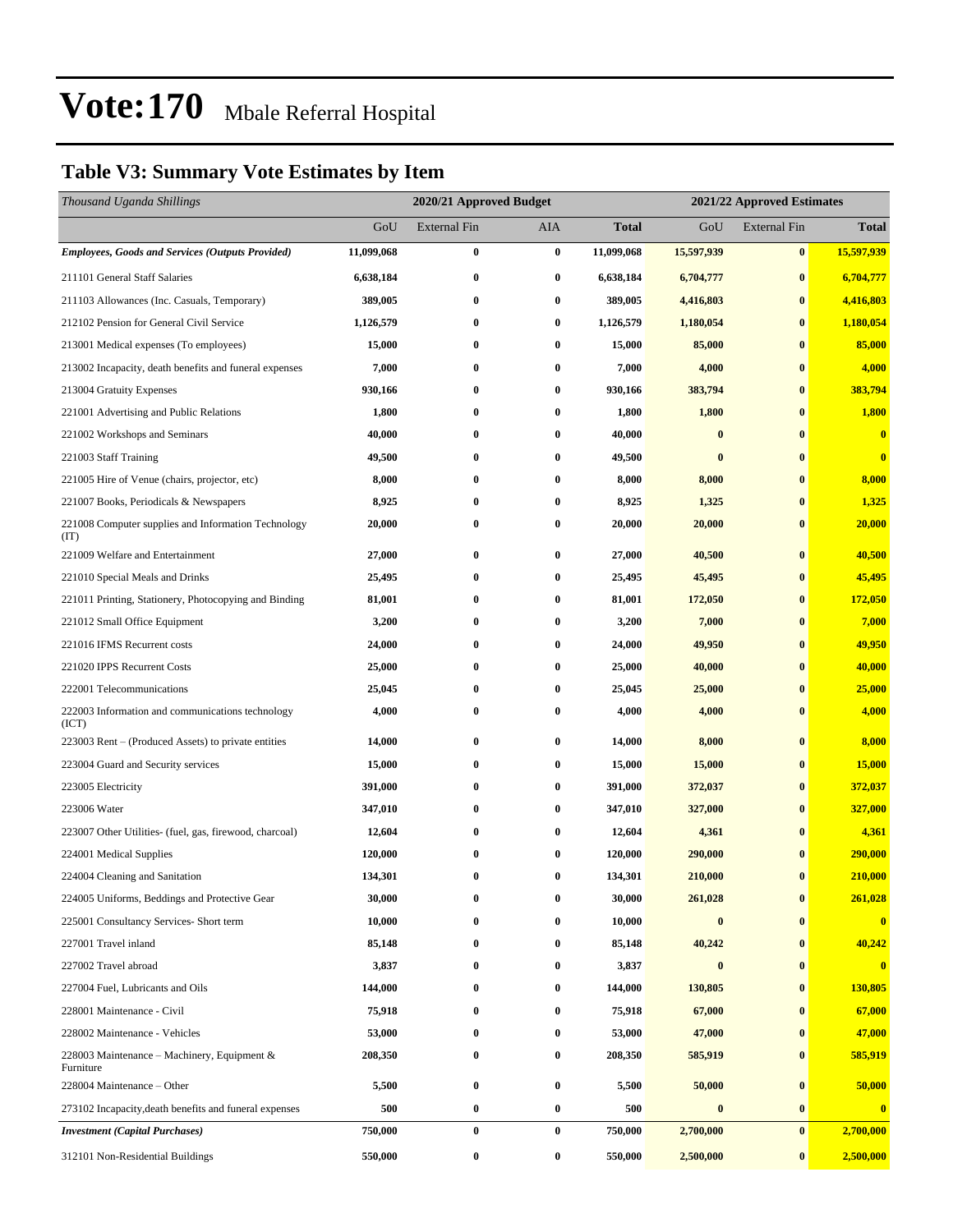# Vote:170 Mbale Referral Hospital

## Table V3: Summary Vote Estimates by Item

| *Thousand Uganda Shillings* | 2020/21 Approved Budget | | | | 2021/22 Approved Estimates | | |
|---|---|---|---|---|---|---|---|
| | GoU | External Fin | AIA | **Total** | GoU | External Fin | **Total** |
| ***Employees, Goods and Services (Outputs Provided)*** | **11,099,068** | **0** | **0** | **11,099,068** | **15,597,939** | **0** | **15,597,939** |
| 211101 General Staff Salaries | **6,638,184** | **0** | **0** | **6,638,184** | **6,704,777** | **0** | **6,704,777** |
| 211103 Allowances (Inc. Casuals, Temporary) | **389,005** | **0** | **0** | **389,005** | **4,416,803** | **0** | **4,416,803** |
| 212102 Pension for General Civil Service | **1,126,579** | **0** | **0** | **1,126,579** | **1,180,054** | **0** | **1,180,054** |
| 213001 Medical expenses (To employees) | **15,000** | **0** | **0** | **15,000** | **85,000** | **0** | **85,000** |
| 213002 Incapacity, death benefits and funeral expenses | **7,000** | **0** | **0** | **7,000** | **4,000** | **0** | **4,000** |
| 213004 Gratuity Expenses | **930,166** | **0** | **0** | **930,166** | **383,794** | **0** | **383,794** |
| 221001 Advertising and Public Relations | **1,800** | **0** | **0** | **1,800** | **1,800** | **0** | **1,800** |
| 221002 Workshops and Seminars | **40,000** | **0** | **0** | **40,000** | **0** | **0** | **0** |
| 221003 Staff Training | **49,500** | **0** | **0** | **49,500** | **0** | **0** | **0** |
| 221005 Hire of Venue (chairs, projector, etc) | **8,000** | **0** | **0** | **8,000** | **8,000** | **0** | **8,000** |
| 221007 Books, Periodicals & Newspapers | **8,925** | **0** | **0** | **8,925** | **1,325** | **0** | **1,325** |
| 221008 Computer supplies and Information Technology (IT) | **20,000** | **0** | **0** | **20,000** | **20,000** | **0** | **20,000** |
| 221009 Welfare and Entertainment | **27,000** | **0** | **0** | **27,000** | **40,500** | **0** | **40,500** |
| 221010 Special Meals and Drinks | **25,495** | **0** | **0** | **25,495** | **45,495** | **0** | **45,495** |
| 221011 Printing, Stationery, Photocopying and Binding | **81,001** | **0** | **0** | **81,001** | **172,050** | **0** | **172,050** |
| 221012 Small Office Equipment | **3,200** | **0** | **0** | **3,200** | **7,000** | **0** | **7,000** |
| 221016 IFMS Recurrent costs | **24,000** | **0** | **0** | **24,000** | **49,950** | **0** | **49,950** |
| 221020 IPPS Recurrent Costs | **25,000** | **0** | **0** | **25,000** | **40,000** | **0** | **40,000** |
| 222001 Telecommunications | **25,045** | **0** | **0** | **25,045** | **25,000** | **0** | **25,000** |
| 222003 Information and communications technology (ICT) | **4,000** | **0** | **0** | **4,000** | **4,000** | **0** | **4,000** |
| 223003 Rent – (Produced Assets) to private entities | **14,000** | **0** | **0** | **14,000** | **8,000** | **0** | **8,000** |
| 223004 Guard and Security services | **15,000** | **0** | **0** | **15,000** | **15,000** | **0** | **15,000** |
| 223005 Electricity | **391,000** | **0** | **0** | **391,000** | **372,037** | **0** | **372,037** |
| 223006 Water | **347,010** | **0** | **0** | **347,010** | **327,000** | **0** | **327,000** |
| 223007 Other Utilities- (fuel, gas, firewood, charcoal) | **12,604** | **0** | **0** | **12,604** | **4,361** | **0** | **4,361** |
| 224001 Medical Supplies | **120,000** | **0** | **0** | **120,000** | **290,000** | **0** | **290,000** |
| 224004 Cleaning and Sanitation | **134,301** | **0** | **0** | **134,301** | **210,000** | **0** | **210,000** |
| 224005 Uniforms, Beddings and Protective Gear | **30,000** | **0** | **0** | **30,000** | **261,028** | **0** | **261,028** |
| 225001 Consultancy Services- Short term | **10,000** | **0** | **0** | **10,000** | **0** | **0** | **0** |
| 227001 Travel inland | **85,148** | **0** | **0** | **85,148** | **40,242** | **0** | **40,242** |
| 227002 Travel abroad | **3,837** | **0** | **0** | **3,837** | **0** | **0** | **0** |
| 227004 Fuel, Lubricants and Oils | **144,000** | **0** | **0** | **144,000** | **130,805** | **0** | **130,805** |
| 228001 Maintenance - Civil | **75,918** | **0** | **0** | **75,918** | **67,000** | **0** | **67,000** |
| 228002 Maintenance - Vehicles | **53,000** | **0** | **0** | **53,000** | **47,000** | **0** | **47,000** |
| 228003 Maintenance – Machinery, Equipment & Furniture | **208,350** | **0** | **0** | **208,350** | **585,919** | **0** | **585,919** |
| 228004 Maintenance – Other | **5,500** | **0** | **0** | **5,500** | **50,000** | **0** | **50,000** |
| 273102 Incapacity,death benefits and funeral expenses | **500** | **0** | **0** | **500** | **0** | **0** | **0** |
| ***Investment (Capital Purchases)*** | **750,000** | **0** | **0** | **750,000** | **2,700,000** | **0** | **2,700,000** |
| 312101 Non-Residential Buildings | **550,000** | **0** | **0** | **550,000** | **2,500,000** | **0** | **2,500,000** |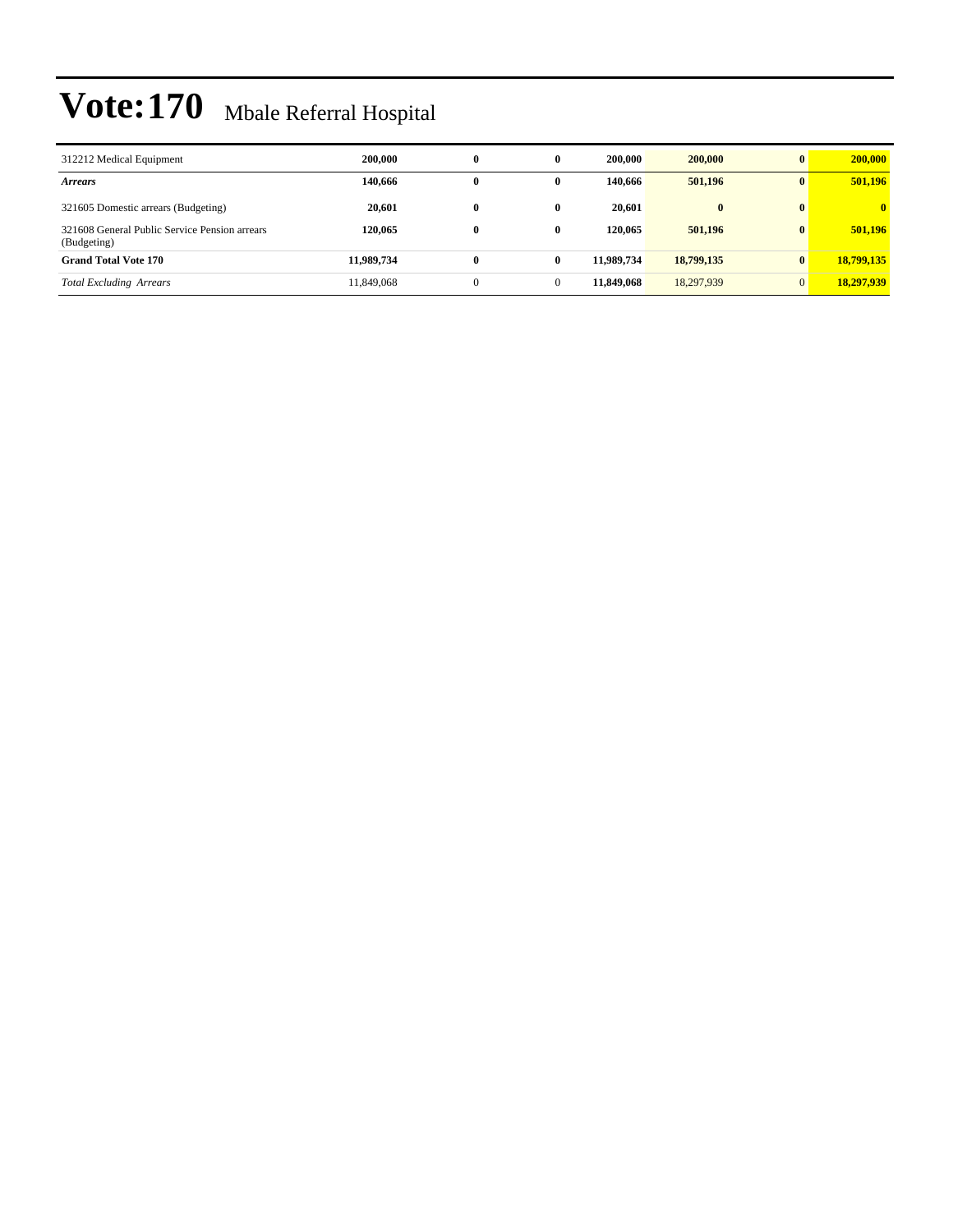# Vote:170 Mbale Referral Hospital

| | | | | | | | |
|---|---|---|---|---|---|---|---|
| 312212 Medical Equipment | **200,000** | **0** | **0** | **200,000** | **200,000** | **0** | **200,000** |
| ***Arrears*** | **140,666** | **0** | **0** | **140,666** | **501,196** | **0** | **501,196** |
| 321605 Domestic arrears (Budgeting) | **20,601** | **0** | **0** | **20,601** | **0** | **0** | **0** |
| 321608 General Public Service Pension arrears (Budgeting) | **120,065** | **0** | **0** | **120,065** | **501,196** | **0** | **501,196** |
| **Grand Total Vote 170** | **11,989,734** | **0** | **0** | **11,989,734** | **18,799,135** | **0** | **18,799,135** |
| *Total Excluding Arrears* | 11,849,068 | 0 | 0 | **11,849,068** | 18,297,939 | 0 | **18,297,939** |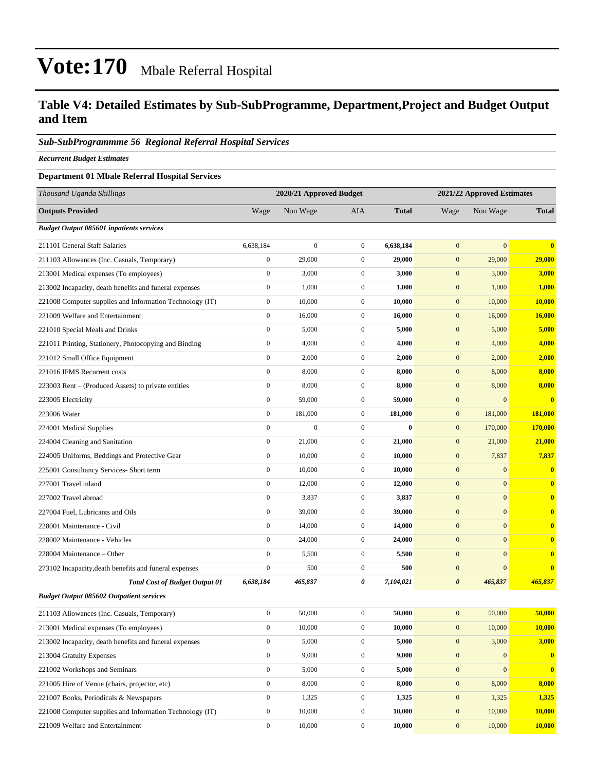# Vote:170 Mbale Referral Hospital

## Table V4: Detailed Estimates by Sub-SubProgramme, Department,Project and Budget Output and Item

### *Sub-SubProgrammme 56 Regional Referral Hospital Services*

***Recurrent Budget Estimates***

**Department 01 Mbale Referral Hospital Services**

| *Thousand Uganda Shillings* | 2020/21 Approved Budget | | | | 2021/22 Approved Estimates | | |
|---|---|---|---|---|---|---|---|
| **Outputs Provided** | Wage | Non Wage | AIA | **Total** | Wage | Non Wage | **Total** |
| ***Budget Output 085601 inpatients services*** | | | | | | | |
| 211101 General Staff Salaries | 6,638,184 | 0 | 0 | **6,638,184** | 0 | 0 | **0** |
| 211103 Allowances (Inc. Casuals, Temporary) | 0 | 29,000 | 0 | **29,000** | 0 | 29,000 | **29,000** |
| 213001 Medical expenses (To employees) | 0 | 3,000 | 0 | **3,000** | 0 | 3,000 | **3,000** |
| 213002 Incapacity, death benefits and funeral expenses | 0 | 1,000 | 0 | **1,000** | 0 | 1,000 | **1,000** |
| 221008 Computer supplies and Information Technology (IT) | 0 | 10,000 | 0 | **10,000** | 0 | 10,000 | **10,000** |
| 221009 Welfare and Entertainment | 0 | 16,000 | 0 | **16,000** | 0 | 16,000 | **16,000** |
| 221010 Special Meals and Drinks | 0 | 5,000 | 0 | **5,000** | 0 | 5,000 | **5,000** |
| 221011 Printing, Stationery, Photocopying and Binding | 0 | 4,000 | 0 | **4,000** | 0 | 4,000 | **4,000** |
| 221012 Small Office Equipment | 0 | 2,000 | 0 | **2,000** | 0 | 2,000 | **2,000** |
| 221016 IFMS Recurrent costs | 0 | 8,000 | 0 | **8,000** | 0 | 8,000 | **8,000** |
| 223003 Rent – (Produced Assets) to private entities | 0 | 8,000 | 0 | **8,000** | 0 | 8,000 | **8,000** |
| 223005 Electricity | 0 | 59,000 | 0 | **59,000** | 0 | 0 | **0** |
| 223006 Water | 0 | 181,000 | 0 | **181,000** | 0 | 181,000 | **181,000** |
| 224001 Medical Supplies | 0 | 0 | 0 | **0** | 0 | 170,000 | **170,000** |
| 224004 Cleaning and Sanitation | 0 | 21,000 | 0 | **21,000** | 0 | 21,000 | **21,000** |
| 224005 Uniforms, Beddings and Protective Gear | 0 | 10,000 | 0 | **10,000** | 0 | 7,837 | **7,837** |
| 225001 Consultancy Services- Short term | 0 | 10,000 | 0 | **10,000** | 0 | 0 | **0** |
| 227001 Travel inland | 0 | 12,000 | 0 | **12,000** | 0 | 0 | **0** |
| 227002 Travel abroad | 0 | 3,837 | 0 | **3,837** | 0 | 0 | **0** |
| 227004 Fuel, Lubricants and Oils | 0 | 39,000 | 0 | **39,000** | 0 | 0 | **0** |
| 228001 Maintenance - Civil | 0 | 14,000 | 0 | **14,000** | 0 | 0 | **0** |
| 228002 Maintenance - Vehicles | 0 | 24,000 | 0 | **24,000** | 0 | 0 | **0** |
| 228004 Maintenance – Other | 0 | 5,500 | 0 | **5,500** | 0 | 0 | **0** |
| 273102 Incapacity,death benefits and funeral expenses | 0 | 500 | 0 | **500** | 0 | 0 | **0** |
| ***Total Cost of Budget Output 01*** | ***6,638,184*** | ***465,837*** | ***0*** | ***7,104,021*** | ***0*** | ***465,837*** | ***465,837*** |
| ***Budget Output 085602 Outpatient services*** | | | | | | | |
| 211103 Allowances (Inc. Casuals, Temporary) | 0 | 50,000 | 0 | **50,000** | 0 | 50,000 | **50,000** |
| 213001 Medical expenses (To employees) | 0 | 10,000 | 0 | **10,000** | 0 | 10,000 | **10,000** |
| 213002 Incapacity, death benefits and funeral expenses | 0 | 5,000 | 0 | **5,000** | 0 | 3,000 | **3,000** |
| 213004 Gratuity Expenses | 0 | 9,000 | 0 | **9,000** | 0 | 0 | **0** |
| 221002 Workshops and Seminars | 0 | 5,000 | 0 | **5,000** | 0 | 0 | **0** |
| 221005 Hire of Venue (chairs, projector, etc) | 0 | 8,000 | 0 | **8,000** | 0 | 8,000 | **8,000** |
| 221007 Books, Periodicals & Newspapers | 0 | 1,325 | 0 | **1,325** | 0 | 1,325 | **1,325** |
| 221008 Computer supplies and Information Technology (IT) | 0 | 10,000 | 0 | **10,000** | 0 | 10,000 | **10,000** |
| 221009 Welfare and Entertainment | 0 | 10,000 | 0 | **10,000** | 0 | 10,000 | **10,000** |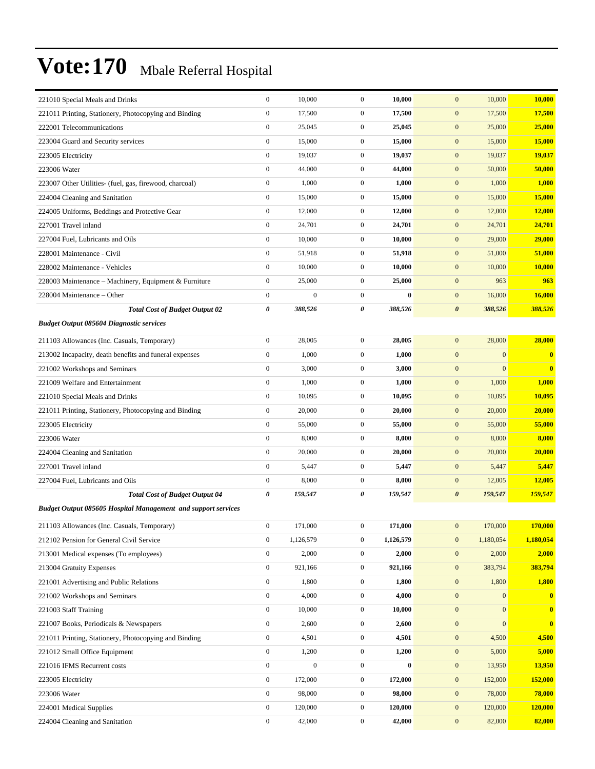# Vote:170 Mbale Referral Hospital

| | | | | | | | |
|---|---|---|---|---|---|---|---|
| 221010 Special Meals and Drinks | 0 | 10,000 | 0 | **10,000** | 0 | 10,000 | **10,000** |
| 221011 Printing, Stationery, Photocopying and Binding | 0 | 17,500 | 0 | **17,500** | 0 | 17,500 | **17,500** |
| 222001 Telecommunications | 0 | 25,045 | 0 | **25,045** | 0 | 25,000 | **25,000** |
| 223004 Guard and Security services | 0 | 15,000 | 0 | **15,000** | 0 | 15,000 | **15,000** |
| 223005 Electricity | 0 | 19,037 | 0 | **19,037** | 0 | 19,037 | **19,037** |
| 223006 Water | 0 | 44,000 | 0 | **44,000** | 0 | 50,000 | **50,000** |
| 223007 Other Utilities- (fuel, gas, firewood, charcoal) | 0 | 1,000 | 0 | **1,000** | 0 | 1,000 | **1,000** |
| 224004 Cleaning and Sanitation | 0 | 15,000 | 0 | **15,000** | 0 | 15,000 | **15,000** |
| 224005 Uniforms, Beddings and Protective Gear | 0 | 12,000 | 0 | **12,000** | 0 | 12,000 | **12,000** |
| 227001 Travel inland | 0 | 24,701 | 0 | **24,701** | 0 | 24,701 | **24,701** |
| 227004 Fuel, Lubricants and Oils | 0 | 10,000 | 0 | **10,000** | 0 | 29,000 | **29,000** |
| 228001 Maintenance - Civil | 0 | 51,918 | 0 | **51,918** | 0 | 51,000 | **51,000** |
| 228002 Maintenance - Vehicles | 0 | 10,000 | 0 | **10,000** | 0 | 10,000 | **10,000** |
| 228003 Maintenance – Machinery, Equipment & Furniture | 0 | 25,000 | 0 | **25,000** | 0 | 963 | **963** |
| 228004 Maintenance – Other | 0 | 0 | 0 | **0** | 0 | 16,000 | **16,000** |
| ***Total Cost of Budget Output 02*** | ***0*** | ***388,526*** | ***0*** | ***388,526*** | ***0*** | ***388,526*** | ***388,526*** |
| ***Budget Output 085604 Diagnostic services*** | | | | | | | |
| 211103 Allowances (Inc. Casuals, Temporary) | 0 | 28,005 | 0 | **28,005** | 0 | 28,000 | **28,000** |
| 213002 Incapacity, death benefits and funeral expenses | 0 | 1,000 | 0 | **1,000** | 0 | 0 | **0** |
| 221002 Workshops and Seminars | 0 | 3,000 | 0 | **3,000** | 0 | 0 | **0** |
| 221009 Welfare and Entertainment | 0 | 1,000 | 0 | **1,000** | 0 | 1,000 | **1,000** |
| 221010 Special Meals and Drinks | 0 | 10,095 | 0 | **10,095** | 0 | 10,095 | **10,095** |
| 221011 Printing, Stationery, Photocopying and Binding | 0 | 20,000 | 0 | **20,000** | 0 | 20,000 | **20,000** |
| 223005 Electricity | 0 | 55,000 | 0 | **55,000** | 0 | 55,000 | **55,000** |
| 223006 Water | 0 | 8,000 | 0 | **8,000** | 0 | 8,000 | **8,000** |
| 224004 Cleaning and Sanitation | 0 | 20,000 | 0 | **20,000** | 0 | 20,000 | **20,000** |
| 227001 Travel inland | 0 | 5,447 | 0 | **5,447** | 0 | 5,447 | **5,447** |
| 227004 Fuel, Lubricants and Oils | 0 | 8,000 | 0 | **8,000** | 0 | 12,005 | **12,005** |
| ***Total Cost of Budget Output 04*** | ***0*** | ***159,547*** | ***0*** | ***159,547*** | ***0*** | ***159,547*** | ***159,547*** |
| ***Budget Output 085605 Hospital Management and support services*** | | | | | | | |
| 211103 Allowances (Inc. Casuals, Temporary) | 0 | 171,000 | 0 | **171,000** | 0 | 170,000 | **170,000** |
| 212102 Pension for General Civil Service | 0 | 1,126,579 | 0 | **1,126,579** | 0 | 1,180,054 | **1,180,054** |
| 213001 Medical expenses (To employees) | 0 | 2,000 | 0 | **2,000** | 0 | 2,000 | **2,000** |
| 213004 Gratuity Expenses | 0 | 921,166 | 0 | **921,166** | 0 | 383,794 | **383,794** |
| 221001 Advertising and Public Relations | 0 | 1,800 | 0 | **1,800** | 0 | 1,800 | **1,800** |
| 221002 Workshops and Seminars | 0 | 4,000 | 0 | **4,000** | 0 | 0 | **0** |
| 221003 Staff Training | 0 | 10,000 | 0 | **10,000** | 0 | 0 | **0** |
| 221007 Books, Periodicals & Newspapers | 0 | 2,600 | 0 | **2,600** | 0 | 0 | **0** |
| 221011 Printing, Stationery, Photocopying and Binding | 0 | 4,501 | 0 | **4,501** | 0 | 4,500 | **4,500** |
| 221012 Small Office Equipment | 0 | 1,200 | 0 | **1,200** | 0 | 5,000 | **5,000** |
| 221016 IFMS Recurrent costs | 0 | 0 | 0 | **0** | 0 | 13,950 | **13,950** |
| 223005 Electricity | 0 | 172,000 | 0 | **172,000** | 0 | 152,000 | **152,000** |
| 223006 Water | 0 | 98,000 | 0 | **98,000** | 0 | 78,000 | **78,000** |
| 224001 Medical Supplies | 0 | 120,000 | 0 | **120,000** | 0 | 120,000 | **120,000** |
| 224004 Cleaning and Sanitation | 0 | 42,000 | 0 | **42,000** | 0 | 82,000 | **82,000** |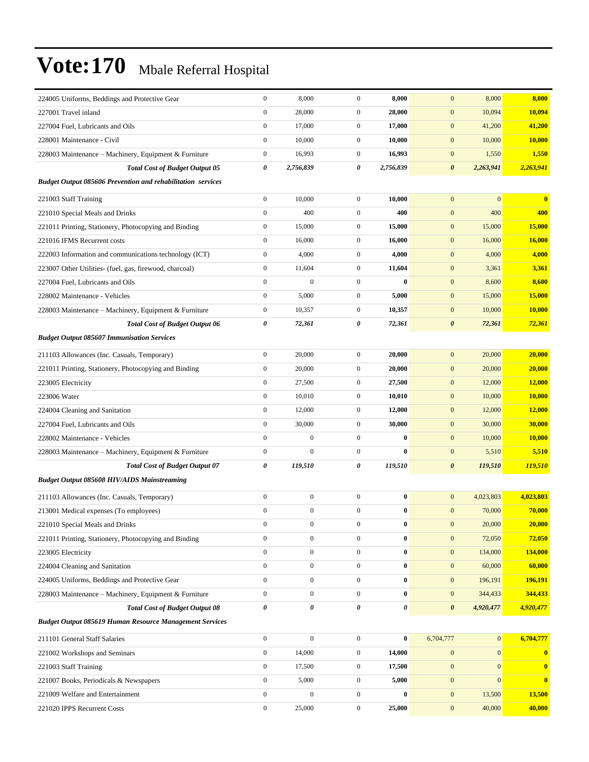# Vote:170 Mbale Referral Hospital

| | | | | | | | |
|---|---|---|---|---|---|---|---|
| 224005 Uniforms, Beddings and Protective Gear | 0 | 8,000 | 0 | **8,000** | 0 | 8,000 | **8,000** |
| 227001 Travel inland | 0 | 28,000 | 0 | **28,000** | 0 | 10,094 | **10,094** |
| 227004 Fuel, Lubricants and Oils | 0 | 17,000 | 0 | **17,000** | 0 | 41,200 | **41,200** |
| 228001 Maintenance - Civil | 0 | 10,000 | 0 | **10,000** | 0 | 10,000 | **10,000** |
| 228003 Maintenance – Machinery, Equipment & Furniture | 0 | 16,993 | 0 | **16,993** | 0 | 1,550 | **1,550** |
| ***Total Cost of Budget Output 05*** | ***0*** | ***2,756,839*** | ***0*** | ***2,756,839*** | ***0*** | ***2,263,941*** | ***2,263,941*** |
| ***Budget Output 085606 Prevention and rehabilitation services*** | | | | | | | |
| 221003 Staff Training | 0 | 10,000 | 0 | **10,000** | 0 | 0 | **0** |
| 221010 Special Meals and Drinks | 0 | 400 | 0 | **400** | 0 | 400 | **400** |
| 221011 Printing, Stationery, Photocopying and Binding | 0 | 15,000 | 0 | **15,000** | 0 | 15,000 | **15,000** |
| 221016 IFMS Recurrent costs | 0 | 16,000 | 0 | **16,000** | 0 | 16,000 | **16,000** |
| 222003 Information and communications technology (ICT) | 0 | 4,000 | 0 | **4,000** | 0 | 4,000 | **4,000** |
| 223007 Other Utilities- (fuel, gas, firewood, charcoal) | 0 | 11,604 | 0 | **11,604** | 0 | 3,361 | **3,361** |
| 227004 Fuel, Lubricants and Oils | 0 | 0 | 0 | **0** | 0 | 8,600 | **8,600** |
| 228002 Maintenance - Vehicles | 0 | 5,000 | 0 | **5,000** | 0 | 15,000 | **15,000** |
| 228003 Maintenance – Machinery, Equipment & Furniture | 0 | 10,357 | 0 | **10,357** | 0 | 10,000 | **10,000** |
| ***Total Cost of Budget Output 06*** | ***0*** | ***72,361*** | ***0*** | ***72,361*** | ***0*** | ***72,361*** | ***72,361*** |
| ***Budget Output 085607 Immunisation Services*** | | | | | | | |
| 211103 Allowances (Inc. Casuals, Temporary) | 0 | 20,000 | 0 | **20,000** | 0 | 20,000 | **20,000** |
| 221011 Printing, Stationery, Photocopying and Binding | 0 | 20,000 | 0 | **20,000** | 0 | 20,000 | **20,000** |
| 223005 Electricity | 0 | 27,500 | 0 | **27,500** | 0 | 12,000 | **12,000** |
| 223006 Water | 0 | 10,010 | 0 | **10,010** | 0 | 10,000 | **10,000** |
| 224004 Cleaning and Sanitation | 0 | 12,000 | 0 | **12,000** | 0 | 12,000 | **12,000** |
| 227004 Fuel, Lubricants and Oils | 0 | 30,000 | 0 | **30,000** | 0 | 30,000 | **30,000** |
| 228002 Maintenance - Vehicles | 0 | 0 | 0 | **0** | 0 | 10,000 | **10,000** |
| 228003 Maintenance – Machinery, Equipment & Furniture | 0 | 0 | 0 | **0** | 0 | 5,510 | **5,510** |
| ***Total Cost of Budget Output 07*** | ***0*** | ***119,510*** | ***0*** | ***119,510*** | ***0*** | ***119,510*** | ***119,510*** |
| ***Budget Output 085608 HIV/AIDS Mainstreaming*** | | | | | | | |
| 211103 Allowances (Inc. Casuals, Temporary) | 0 | 0 | 0 | **0** | 0 | 4,023,803 | **4,023,803** |
| 213001 Medical expenses (To employees) | 0 | 0 | 0 | **0** | 0 | 70,000 | **70,000** |
| 221010 Special Meals and Drinks | 0 | 0 | 0 | **0** | 0 | 20,000 | **20,000** |
| 221011 Printing, Stationery, Photocopying and Binding | 0 | 0 | 0 | **0** | 0 | 72,050 | **72,050** |
| 223005 Electricity | 0 | 0 | 0 | **0** | 0 | 134,000 | **134,000** |
| 224004 Cleaning and Sanitation | 0 | 0 | 0 | **0** | 0 | 60,000 | **60,000** |
| 224005 Uniforms, Beddings and Protective Gear | 0 | 0 | 0 | **0** | 0 | 196,191 | **196,191** |
| 228003 Maintenance – Machinery, Equipment & Furniture | 0 | 0 | 0 | **0** | 0 | 344,433 | **344,433** |
| ***Total Cost of Budget Output 08*** | ***0*** | ***0*** | ***0*** | ***0*** | ***0*** | ***4,920,477*** | ***4,920,477*** |
| ***Budget Output 085619 Human Resource Management Services*** | | | | | | | |
| 211101 General Staff Salaries | 0 | 0 | 0 | **0** | 6,704,777 | 0 | **6,704,777** |
| 221002 Workshops and Seminars | 0 | 14,000 | 0 | **14,000** | 0 | 0 | **0** |
| 221003 Staff Training | 0 | 17,500 | 0 | **17,500** | 0 | 0 | **0** |
| 221007 Books, Periodicals & Newspapers | 0 | 5,000 | 0 | **5,000** | 0 | 0 | **0** |
| 221009 Welfare and Entertainment | 0 | 0 | 0 | **0** | 0 | 13,500 | **13,500** |
| 221020 IPPS Recurrent Costs | 0 | 25,000 | 0 | **25,000** | 0 | 40,000 | **40,000** |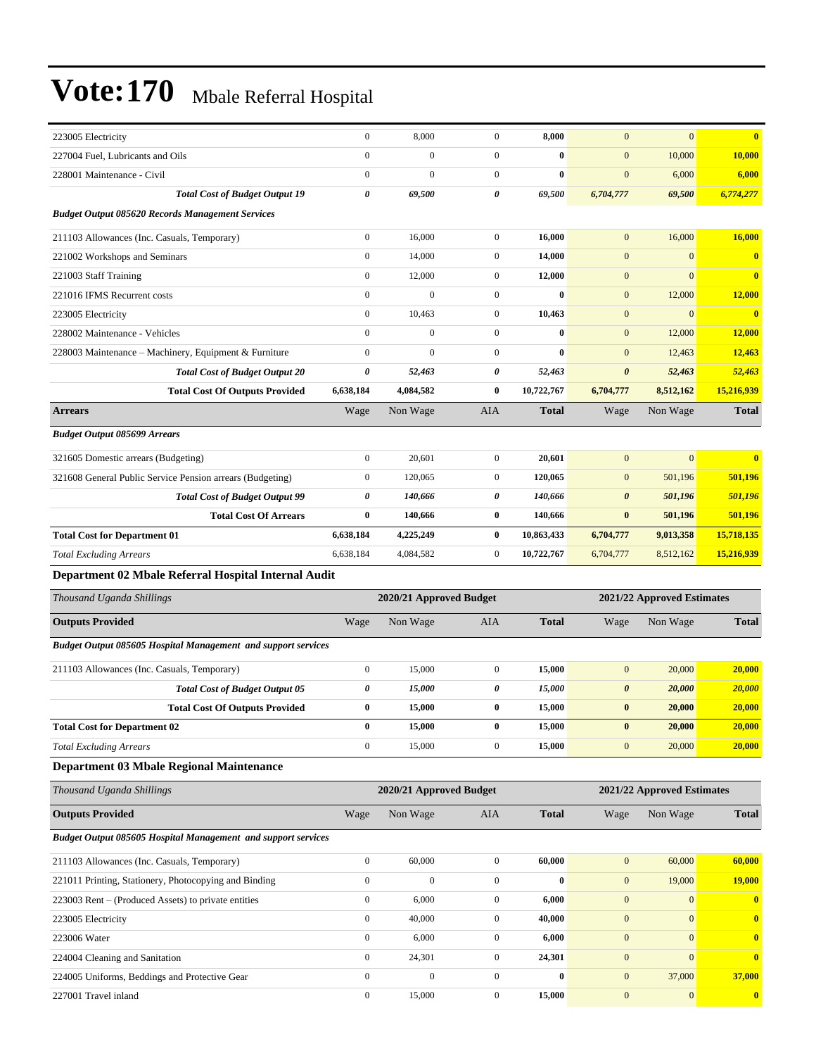| | | | | | | | |
|---|---|---|---|---|---|---|---|
| 223005 Electricity | 0 | 8,000 | 0 | **8,000** | 0 | 0 | **0** |
| 227004 Fuel, Lubricants and Oils | 0 | 0 | 0 | **0** | 0 | 10,000 | **10,000** |
| 228001 Maintenance - Civil | 0 | 0 | 0 | **0** | 0 | 6,000 | **6,000** |
| ***Total Cost of Budget Output 19*** | ***0*** | ***69,500*** | ***0*** | ***69,500*** | ***6,704,777*** | ***69,500*** | ***6,774,277*** |
| ***Budget Output 085620 Records Management Services*** | | | | | | | |
| 211103 Allowances (Inc. Casuals, Temporary) | 0 | 16,000 | 0 | **16,000** | 0 | 16,000 | **16,000** |
| 221002 Workshops and Seminars | 0 | 14,000 | 0 | **14,000** | 0 | 0 | **0** |
| 221003 Staff Training | 0 | 12,000 | 0 | **12,000** | 0 | 0 | **0** |
| 221016 IFMS Recurrent costs | 0 | 0 | 0 | **0** | 0 | 12,000 | **12,000** |
| 223005 Electricity | 0 | 10,463 | 0 | **10,463** | 0 | 0 | **0** |
| 228002 Maintenance - Vehicles | 0 | 0 | 0 | **0** | 0 | 12,000 | **12,000** |
| 228003 Maintenance – Machinery, Equipment & Furniture | 0 | 0 | 0 | **0** | 0 | 12,463 | **12,463** |
| ***Total Cost of Budget Output 20*** | ***0*** | ***52,463*** | ***0*** | ***52,463*** | ***0*** | ***52,463*** | ***52,463*** |
| **Total Cost Of Outputs Provided** | **6,638,184** | **4,084,582** | **0** | **10,722,767** | **6,704,777** | **8,512,162** | **15,216,939** |
| **Arrears** | Wage | Non Wage | AIA | **Total** | Wage | Non Wage | **Total** |
| ***Budget Output 085699 Arrears*** | | | | | | | |
| 321605 Domestic arrears (Budgeting) | 0 | 20,601 | 0 | **20,601** | 0 | 0 | **0** |
| 321608 General Public Service Pension arrears (Budgeting) | 0 | 120,065 | 0 | **120,065** | 0 | 501,196 | **501,196** |
| ***Total Cost of Budget Output 99*** | ***0*** | ***140,666*** | ***0*** | ***140,666*** | ***0*** | ***501,196*** | ***501,196*** |
| **Total Cost Of Arrears** | **0** | **140,666** | **0** | **140,666** | **0** | **501,196** | **501,196** |
| **Total Cost for Department 01** | **6,638,184** | **4,225,249** | **0** | **10,863,433** | **6,704,777** | **9,013,358** | **15,718,135** |
| *Total Excluding Arrears* | 6,638,184 | 4,084,582 | 0 | **10,722,767** | 6,704,777 | 8,512,162 | **15,216,939** |

### Department 02 Mbale Referral Hospital Internal Audit

| *Thousand Uganda Shillings* | 2020/21 Approved Budget | | | | 2021/22 Approved Estimates | | |
|---|---|---|---|---|---|---|---|
| **Outputs Provided** | Wage | Non Wage | AIA | **Total** | Wage | Non Wage | **Total** |
| ***Budget Output 085605 Hospital Management and support services*** | | | | | | | |
| 211103 Allowances (Inc. Casuals, Temporary) | 0 | 15,000 | 0 | **15,000** | 0 | 20,000 | **20,000** |
| ***Total Cost of Budget Output 05*** | ***0*** | ***15,000*** | ***0*** | ***15,000*** | ***0*** | ***20,000*** | ***20,000*** |
| **Total Cost Of Outputs Provided** | **0** | **15,000** | **0** | **15,000** | **0** | **20,000** | **20,000** |
| **Total Cost for Department 02** | **0** | **15,000** | **0** | **15,000** | **0** | **20,000** | **20,000** |
| *Total Excluding Arrears* | 0 | 15,000 | 0 | **15,000** | 0 | 20,000 | **20,000** |

### Department 03 Mbale Regional Maintenance

| *Thousand Uganda Shillings* | 2020/21 Approved Budget | | | | 2021/22 Approved Estimates | | |
|---|---|---|---|---|---|---|---|
| **Outputs Provided** | Wage | Non Wage | AIA | **Total** | Wage | Non Wage | **Total** |
| ***Budget Output 085605 Hospital Management and support services*** | | | | | | | |
| 211103 Allowances (Inc. Casuals, Temporary) | 0 | 60,000 | 0 | **60,000** | 0 | 60,000 | **60,000** |
| 221011 Printing, Stationery, Photocopying and Binding | 0 | 0 | 0 | **0** | 0 | 19,000 | **19,000** |
| 223003 Rent – (Produced Assets) to private entities | 0 | 6,000 | 0 | **6,000** | 0 | 0 | **0** |
| 223005 Electricity | 0 | 40,000 | 0 | **40,000** | 0 | 0 | **0** |
| 223006 Water | 0 | 6,000 | 0 | **6,000** | 0 | 0 | **0** |
| 224004 Cleaning and Sanitation | 0 | 24,301 | 0 | **24,301** | 0 | 0 | **0** |
| 224005 Uniforms, Beddings and Protective Gear | 0 | 0 | 0 | **0** | 0 | 37,000 | **37,000** |
| 227001 Travel inland | 0 | 15,000 | 0 | **15,000** | 0 | 0 | **0** |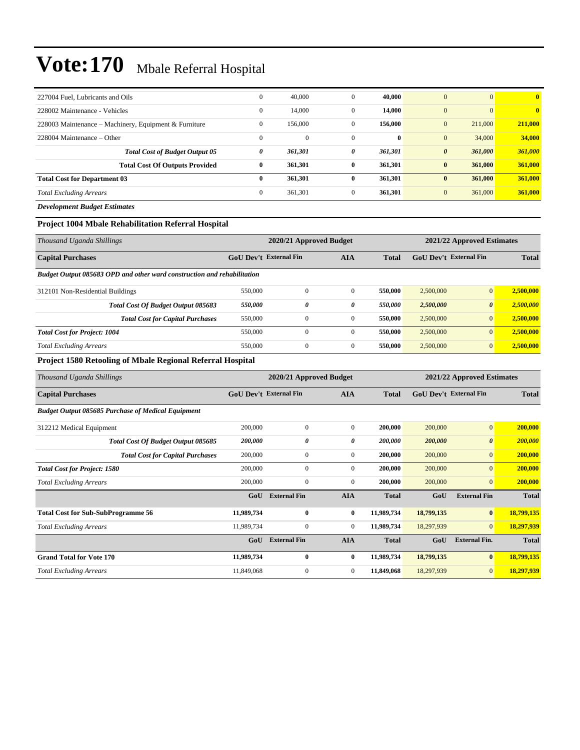# Vote:170 Mbale Referral Hospital

| | | | | | | | |
|---|---|---|---|---|---|---|---|
| 227004 Fuel, Lubricants and Oils | 0 | 40,000 | 0 | **40,000** | 0 | 0 | **0** |
| 228002 Maintenance - Vehicles | 0 | 14,000 | 0 | **14,000** | 0 | 0 | **0** |
| 228003 Maintenance – Machinery, Equipment & Furniture | 0 | 156,000 | 0 | **156,000** | 0 | 211,000 | **211,000** |
| 228004 Maintenance – Other | 0 | 0 | 0 | **0** | 0 | 34,000 | **34,000** |
| ***Total Cost of Budget Output 05*** | ***0*** | ***361,301*** | ***0*** | ***361,301*** | ***0*** | ***361,000*** | ***361,000*** |
| **Total Cost Of Outputs Provided** | **0** | **361,301** | **0** | **361,301** | **0** | **361,000** | **361,000** |
| **Total Cost for Department 03** | **0** | **361,301** | **0** | **361,301** | **0** | **361,000** | **361,000** |
| *Total Excluding Arrears* | 0 | 361,301 | 0 | **361,301** | 0 | 361,000 | **361,000** |

***Development Budget Estimates***

### Project 1004 Mbale Rehabilitation Referral Hospital

| *Thousand Uganda Shillings* | 2020/21 Approved Budget | | | | 2021/22 Approved Estimates | | |
|---|---|---|---|---|---|---|---|
| **Capital Purchases** | **GoU Dev't** | **External Fin** | **AIA** | **Total** | **GoU Dev't** | **External Fin** | **Total** |
| ***Budget Output 085683 OPD and other ward construction and rehabilitation*** | | | | | | | |
| 312101 Non-Residential Buildings | 550,000 | 0 | 0 | **550,000** | 2,500,000 | 0 | **2,500,000** |
| ***Total Cost Of Budget Output 085683*** | ***550,000*** | ***0*** | ***0*** | ***550,000*** | ***2,500,000*** | ***0*** | ***2,500,000*** |
| ***Total Cost for Capital Purchases*** | 550,000 | 0 | 0 | **550,000** | 2,500,000 | 0 | **2,500,000** |
| ***Total Cost for Project: 1004*** | 550,000 | 0 | 0 | **550,000** | 2,500,000 | 0 | **2,500,000** |
| *Total Excluding Arrears* | 550,000 | 0 | 0 | **550,000** | 2,500,000 | 0 | **2,500,000** |

### Project 1580 Retooling of Mbale Regional Referral Hospital

| *Thousand Uganda Shillings* | 2020/21 Approved Budget | | | | 2021/22 Approved Estimates | | |
|---|---|---|---|---|---|---|---|
| **Capital Purchases** | **GoU Dev't** | **External Fin** | **AIA** | **Total** | **GoU Dev't** | **External Fin** | **Total** |
| ***Budget Output 085685 Purchase of Medical Equipment*** | | | | | | | |
| 312212 Medical Equipment | 200,000 | 0 | 0 | **200,000** | 200,000 | 0 | **200,000** |
| ***Total Cost Of Budget Output 085685*** | ***200,000*** | ***0*** | ***0*** | ***200,000*** | ***200,000*** | ***0*** | ***200,000*** |
| ***Total Cost for Capital Purchases*** | 200,000 | 0 | 0 | **200,000** | 200,000 | 0 | **200,000** |
| ***Total Cost for Project: 1580*** | 200,000 | 0 | 0 | **200,000** | 200,000 | 0 | **200,000** |
| *Total Excluding Arrears* | 200,000 | 0 | 0 | **200,000** | 200,000 | 0 | **200,000** |
| | **GoU** | **External Fin** | **AIA** | **Total** | **GoU** | **External Fin** | **Total** |
| **Total Cost for Sub-SubProgramme 56** | **11,989,734** | **0** | **0** | **11,989,734** | **18,799,135** | **0** | **18,799,135** |
| *Total Excluding Arrears* | 11,989,734 | 0 | 0 | **11,989,734** | 18,297,939 | 0 | **18,297,939** |
| | **GoU** | **External Fin** | **AIA** | **Total** | **GoU** | **External Fin.** | **Total** |
| **Grand Total for Vote 170** | **11,989,734** | **0** | **0** | **11,989,734** | **18,799,135** | **0** | **18,799,135** |
| *Total Excluding Arrears* | 11,849,068 | 0 | 0 | **11,849,068** | 18,297,939 | 0 | **18,297,939** |